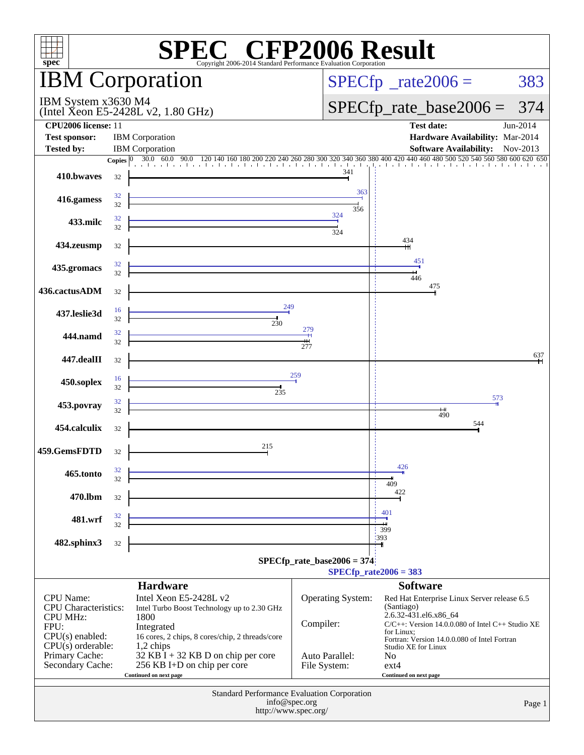# SPEC CFP2006 Result

Copyright 2006-2014 Standard Performance Evaluation Corporation

## IBM Corporation

IBM System x3630 M4
(Intel Xeon E5-2428L v2, 1.80 GHz)

SPECfp_rate2006 = 383

SPECfp_rate_base2006 = 374

| | | | |
|---|---|---|---|
| **CPU2006 license:** | 11 | **Test date:** | Jun-2014 |
| **Test sponsor:** | IBM Corporation | **Hardware Availability:** | Mar-2014 |
| **Tested by:** | IBM Corporation | **Software Availability:** | Nov-2013 |

| Benchmark | Copies (peak) | Copies (base) | Peak | Base |
|---|---|---|---|---|
| 410.bwaves | | 32 | | 341 |
| 416.gamess | 32 | 32 | 363 | 356 |
| 433.milc | 32 | 32 | 324 | 324 |
| 434.zeusmp | | 32 | | 434 |
| 435.gromacs | 32 | 32 | 451 | 446 |
| 436.cactusADM | | 32 | | 475 |
| 437.leslie3d | 16 | 32 | 249 | 230 |
| 444.namd | 32 | 32 | 279 | 277 |
| 447.dealII | | 32 | | 637 |
| 450.soplex | 16 | 32 | 259 | 235 |
| 453.povray | 32 | 32 | 573 | 490 |
| 454.calculix | | 32 | | 544 |
| 459.GemsFDTD | | 32 | | 215 |
| 465.tonto | 32 | 32 | 426 | 409 |
| 470.lbm | | 32 | | 422 |
| 481.wrf | 32 | 32 | 401 | 399 |
| 482.sphinx3 | | 32 | | 393 |

SPECfp_rate_base2006 = 374

SPECfp_rate2006 = 383

### Hardware

| | |
|---|---|
| CPU Name: | Intel Xeon E5-2428L v2 |
| CPU Characteristics: | Intel Turbo Boost Technology up to 2.30 GHz |
| CPU MHz: | 1800 |
| FPU: | Integrated |
| CPU(s) enabled: | 16 cores, 2 chips, 8 cores/chip, 2 threads/core |
| CPU(s) orderable: | 1,2 chips |
| Primary Cache: | 32 KB I + 32 KB D on chip per core |
| Secondary Cache: | 256 KB I+D on chip per core |

Continued on next page

### Software

| | |
|---|---|
| Operating System: | Red Hat Enterprise Linux Server release 6.5 (Santiago) 2.6.32-431.el6.x86_64 |
| Compiler: | C/C++: Version 14.0.0.080 of Intel C++ Studio XE for Linux; Fortran: Version 14.0.0.080 of Intel Fortran Studio XE for Linux |
| Auto Parallel: | No |
| File System: | ext4 |

Continued on next page

Standard Performance Evaluation Corporation
info@spec.org
http://www.spec.org/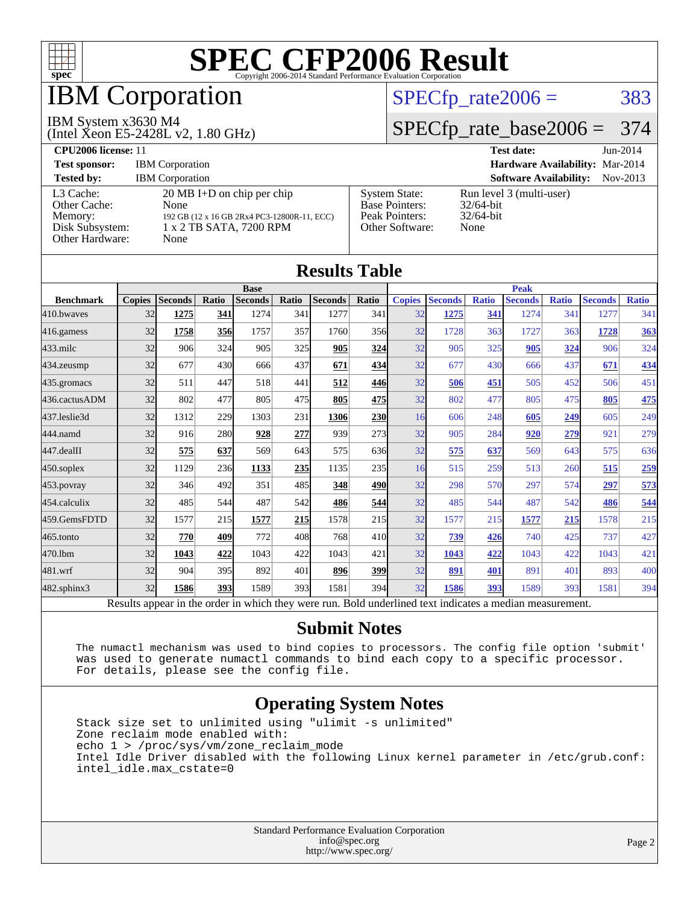# SPEC CFP2006 Result

Copyright 2006-2014 Standard Performance Evaluation Corporation

## IBM Corporation

IBM System x3630 M4
(Intel Xeon E5-2428L v2, 1.80 GHz)

SPECfp_rate2006 = 383

SPECfp_rate_base2006 = 374

**CPU2006 license:** 11 | **Test date:** Jun-2014
**Test sponsor:** IBM Corporation | **Hardware Availability:** Mar-2014
**Tested by:** IBM Corporation | **Software Availability:** Nov-2013

| | | | |
|---|---|---|---|
| L3 Cache: | 20 MB I+D on chip per chip | System State: | Run level 3 (multi-user) |
| Other Cache: | None | Base Pointers: | 32/64-bit |
| Memory: | 192 GB (12 x 16 GB 2Rx4 PC3-12800R-11, ECC) | Peak Pointers: | 32/64-bit |
| Disk Subsystem: | 1 x 2 TB SATA, 7200 RPM | Other Software: | None |
| Other Hardware: | None | | |

## Results Table

| Benchmark | Base | | | | | | | Peak | | | | | | |
|---|---|---|---|---|---|---|---|---|---|---|---|---|---|---|
| | Copies | Seconds | Ratio | Seconds | Ratio | Seconds | Ratio | Copies | Seconds | Ratio | Seconds | Ratio | Seconds | Ratio |
| 410.bwaves | 32 | **1275** | **341** | 1274 | 341 | 1277 | 341 | 32 | **1275** | **341** | 1274 | 341 | 1277 | 341 |
| 416.gamess | 32 | **1758** | **356** | 1757 | 357 | 1760 | 356 | 32 | 1728 | 363 | 1727 | 363 | **1728** | **363** |
| 433.milc | 32 | 906 | 324 | 905 | 325 | **905** | **324** | 32 | 905 | 325 | **905** | **324** | 906 | 324 |
| 434.zeusmp | 32 | 677 | 430 | 666 | 437 | **671** | **434** | 32 | 677 | 430 | 666 | 437 | **671** | **434** |
| 435.gromacs | 32 | 511 | 447 | 518 | 441 | **512** | **446** | 32 | **506** | **451** | 505 | 452 | 506 | 451 |
| 436.cactusADM | 32 | 802 | 477 | 805 | 475 | **805** | **475** | 32 | 802 | 477 | 805 | 475 | **805** | **475** |
| 437.leslie3d | 32 | 1312 | 229 | 1303 | 231 | **1306** | **230** | 16 | 606 | 248 | **605** | **249** | 605 | 249 |
| 444.namd | 32 | 916 | 280 | **928** | **277** | 939 | 273 | 32 | 905 | 284 | **920** | **279** | 921 | 279 |
| 447.dealII | 32 | **575** | **637** | 569 | 643 | 575 | 636 | 32 | **575** | **637** | 569 | 643 | 575 | 636 |
| 450.soplex | 32 | 1129 | 236 | **1133** | **235** | 1135 | 235 | 16 | 515 | 259 | 513 | 260 | **515** | **259** |
| 453.povray | 32 | 346 | 492 | 351 | 485 | **348** | **490** | 32 | 298 | 570 | 297 | 574 | **297** | **573** |
| 454.calculix | 32 | 485 | 544 | 487 | 542 | **486** | **544** | 32 | 485 | 544 | 487 | 542 | **486** | **544** |
| 459.GemsFDTD | 32 | 1577 | 215 | **1577** | **215** | 1578 | 215 | 32 | 1577 | 215 | **1577** | **215** | 1578 | 215 |
| 465.tonto | 32 | **770** | **409** | 772 | 408 | 768 | 410 | 32 | **739** | **426** | 740 | 425 | 737 | 427 |
| 470.lbm | 32 | **1043** | **422** | 1043 | 422 | 1043 | 421 | 32 | **1043** | **422** | 1043 | 422 | 1043 | 421 |
| 481.wrf | 32 | 904 | 395 | 892 | 401 | **896** | **399** | 32 | **891** | **401** | 891 | 401 | 893 | 400 |
| 482.sphinx3 | 32 | **1586** | **393** | 1589 | 393 | 1581 | 394 | 32 | **1586** | **393** | 1589 | 393 | 1581 | 394 |

Results appear in the order in which they were run. Bold underlined text indicates a median measurement.

## Submit Notes

```
The numactl mechanism was used to bind copies to processors. The config file option 'submit'
was used to generate numactl commands to bind each copy to a specific processor.
For details, please see the config file.
```

## Operating System Notes

```
Stack size set to unlimited using "ulimit -s unlimited"
Zone reclaim mode enabled with:
echo 1 > /proc/sys/vm/zone_reclaim_mode
Intel Idle Driver disabled with the following Linux kernel parameter in /etc/grub.conf:
intel_idle.max_cstate=0
```

Standard Performance Evaluation Corporation
info@spec.org
http://www.spec.org/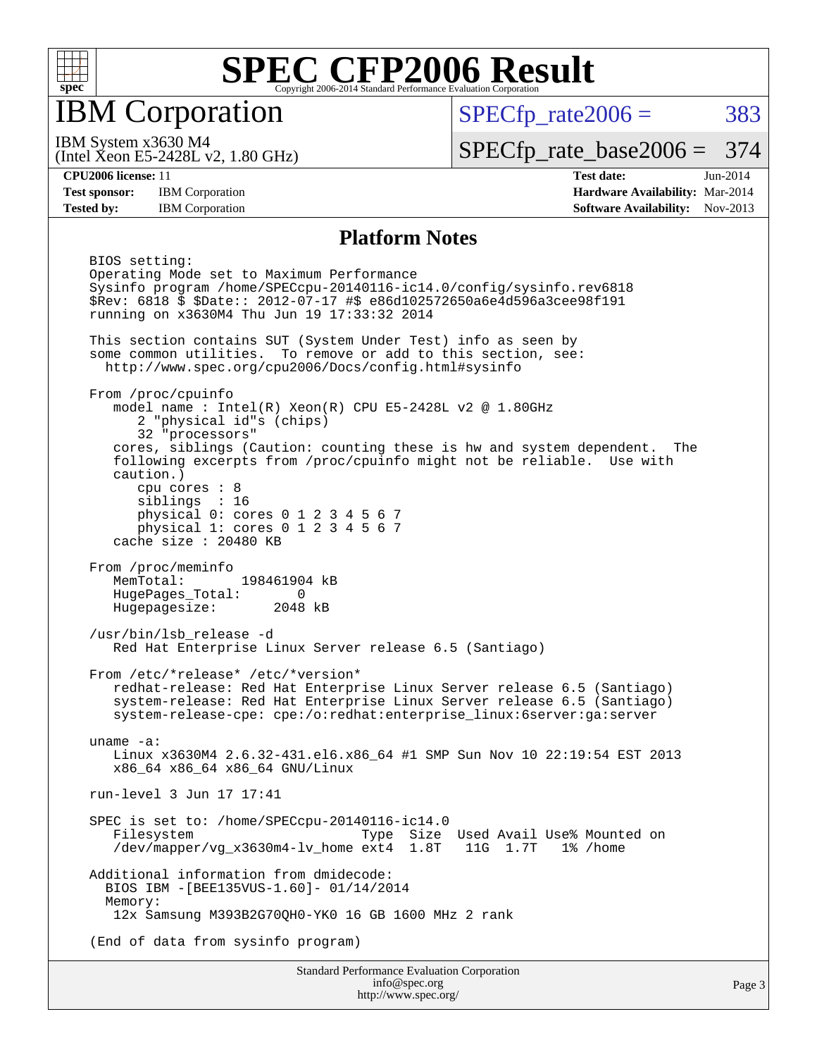# SPEC CFP2006 Result

Copyright 2006-2014 Standard Performance Evaluation Corporation

## IBM Corporation

IBM System x3630 M4
(Intel Xeon E5-2428L v2, 1.80 GHz)

SPECfp_rate2006 = 383

SPECfp_rate_base2006 = 374

**CPU2006 license:** 11
**Test sponsor:** IBM Corporation
**Tested by:** IBM Corporation

**Test date:** Jun-2014
**Hardware Availability:** Mar-2014
**Software Availability:** Nov-2013

### Platform Notes

```
BIOS setting:
Operating Mode set to Maximum Performance
Sysinfo program /home/SPECcpu-20140116-ic14.0/config/sysinfo.rev6818
$Rev: 6818 $ $Date:: 2012-07-17 #$ e86d102572650a6e4d596a3cee98f191
running on x3630M4 Thu Jun 19 17:33:32 2014

This section contains SUT (System Under Test) info as seen by
some common utilities.  To remove or add to this section, see:
  http://www.spec.org/cpu2006/Docs/config.html#sysinfo

From /proc/cpuinfo
   model name : Intel(R) Xeon(R) CPU E5-2428L v2 @ 1.80GHz
      2 "physical id"s (chips)
      32 "processors"
   cores, siblings (Caution: counting these is hw and system dependent.  The
   following excerpts from /proc/cpuinfo might not be reliable.  Use with
   caution.)
      cpu cores : 8
      siblings  : 16
      physical 0: cores 0 1 2 3 4 5 6 7
      physical 1: cores 0 1 2 3 4 5 6 7
   cache size : 20480 KB

From /proc/meminfo
   MemTotal:       198461904 kB
   HugePages_Total:       0
   Hugepagesize:       2048 kB

/usr/bin/lsb_release -d
   Red Hat Enterprise Linux Server release 6.5 (Santiago)

From /etc/*release* /etc/*version*
   redhat-release: Red Hat Enterprise Linux Server release 6.5 (Santiago)
   system-release: Red Hat Enterprise Linux Server release 6.5 (Santiago)
   system-release-cpe: cpe:/o:redhat:enterprise_linux:6server:ga:server

uname -a:
   Linux x3630M4 2.6.32-431.el6.x86_64 #1 SMP Sun Nov 10 22:19:54 EST 2013
   x86_64 x86_64 x86_64 GNU/Linux

run-level 3 Jun 17 17:41

SPEC is set to: /home/SPECcpu-20140116-ic14.0
   Filesystem                    Type  Size  Used Avail Use% Mounted on
   /dev/mapper/vg_x3630m4-lv_home ext4  1.8T   11G  1.7T   1% /home

Additional information from dmidecode:
  BIOS IBM -[BEE135VUS-1.60]- 01/14/2014
  Memory:
   12x Samsung M393B2G70QH0-YK0 16 GB 1600 MHz 2 rank

(End of data from sysinfo program)
```

Standard Performance Evaluation Corporation
info@spec.org
http://www.spec.org/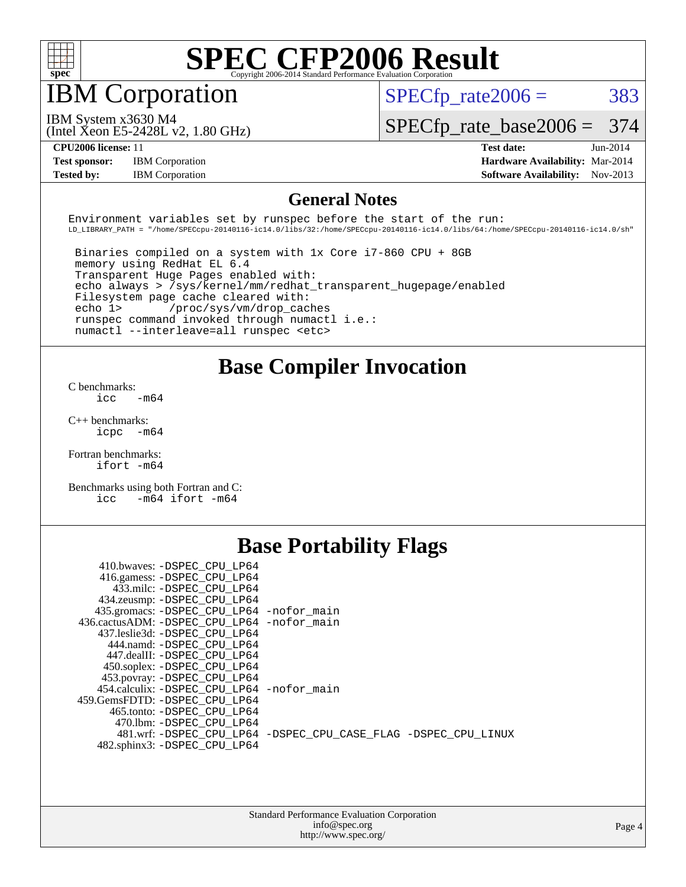# SPEC CFP2006 Result

Copyright 2006-2014 Standard Performance Evaluation Corporation

## IBM Corporation

IBM System x3630 M4
(Intel Xeon E5-2428L v2, 1.80 GHz)

SPECfp_rate2006 = 383

SPECfp_rate_base2006 = 374

| | | | |
|---|---|---|---|
| **CPU2006 license:** 11 | | **Test date:** | Jun-2014 |
| **Test sponsor:** | IBM Corporation | **Hardware Availability:** | Mar-2014 |
| **Tested by:** | IBM Corporation | **Software Availability:** | Nov-2013 |

## General Notes

```
Environment variables set by runspec before the start of the run:
LD_LIBRARY_PATH = "/home/SPECcpu-20140116-ic14.0/libs/32:/home/SPECcpu-20140116-ic14.0/libs/64:/home/SPECcpu-20140116-ic14.0/sh"

 Binaries compiled on a system with 1x Core i7-860 CPU + 8GB
 memory using RedHat EL 6.4
 Transparent Huge Pages enabled with:
 echo always > /sys/kernel/mm/redhat_transparent_hugepage/enabled
 Filesystem page cache cleared with:
 echo 1>       /proc/sys/vm/drop_caches
 runspec command invoked through numactl i.e.:
 numactl --interleave=all runspec <etc>
```

## Base Compiler Invocation

C benchmarks:
`icc -m64`

C++ benchmarks:
`icpc -m64`

Fortran benchmarks:
`ifort -m64`

Benchmarks using both Fortran and C:
`icc -m64 ifort -m64`

## Base Portability Flags

| Benchmark | Flags |
|---|---|
| 410.bwaves: | -DSPEC_CPU_LP64 |
| 416.gamess: | -DSPEC_CPU_LP64 |
| 433.milc: | -DSPEC_CPU_LP64 |
| 434.zeusmp: | -DSPEC_CPU_LP64 |
| 435.gromacs: | -DSPEC_CPU_LP64 -nofor_main |
| 436.cactusADM: | -DSPEC_CPU_LP64 -nofor_main |
| 437.leslie3d: | -DSPEC_CPU_LP64 |
| 444.namd: | -DSPEC_CPU_LP64 |
| 447.dealII: | -DSPEC_CPU_LP64 |
| 450.soplex: | -DSPEC_CPU_LP64 |
| 453.povray: | -DSPEC_CPU_LP64 |
| 454.calculix: | -DSPEC_CPU_LP64 -nofor_main |
| 459.GemsFDTD: | -DSPEC_CPU_LP64 |
| 465.tonto: | -DSPEC_CPU_LP64 |
| 470.lbm: | -DSPEC_CPU_LP64 |
| 481.wrf: | -DSPEC_CPU_LP64 -DSPEC_CPU_CASE_FLAG -DSPEC_CPU_LINUX |
| 482.sphinx3: | -DSPEC_CPU_LP64 |

Standard Performance Evaluation Corporation
info@spec.org
http://www.spec.org/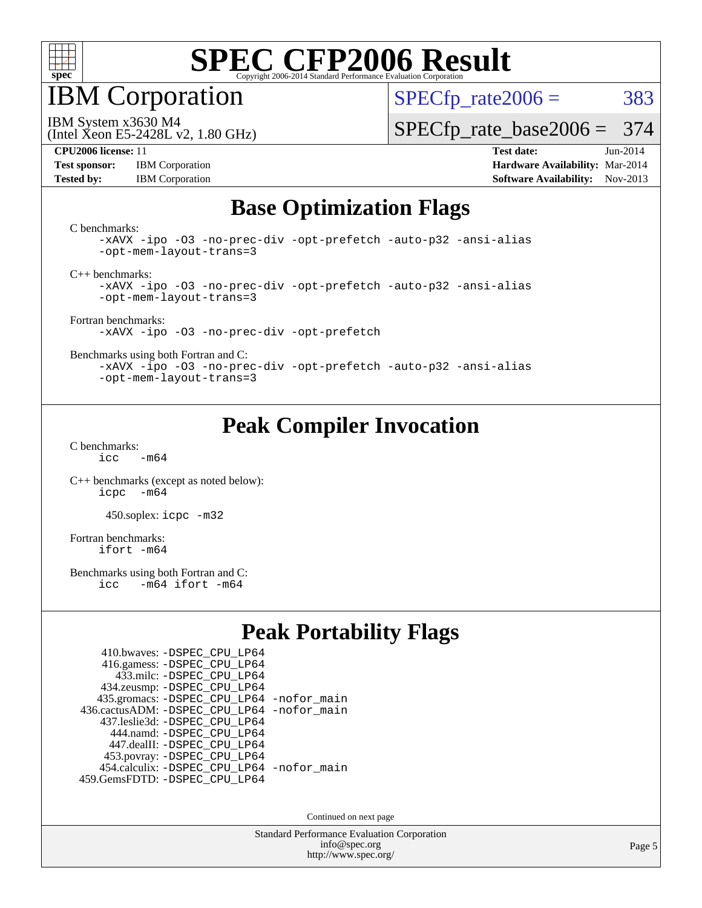# SPEC CFP2006 Result

Copyright 2006-2014 Standard Performance Evaluation Corporation

# IBM Corporation

IBM System x3630 M4
(Intel Xeon E5-2428L v2, 1.80 GHz)

SPECfp_rate2006 = 383

SPECfp_rate_base2006 = 374

**CPU2006 license:** 11
**Test sponsor:** IBM Corporation
**Tested by:** IBM Corporation

**Test date:** Jun-2014
**Hardware Availability:** Mar-2014
**Software Availability:** Nov-2013

## Base Optimization Flags

C benchmarks:
```
-xAVX -ipo -O3 -no-prec-div -opt-prefetch -auto-p32 -ansi-alias
-opt-mem-layout-trans=3
```

C++ benchmarks:
```
-xAVX -ipo -O3 -no-prec-div -opt-prefetch -auto-p32 -ansi-alias
-opt-mem-layout-trans=3
```

Fortran benchmarks:
```
-xAVX -ipo -O3 -no-prec-div -opt-prefetch
```

Benchmarks using both Fortran and C:
```
-xAVX -ipo -O3 -no-prec-div -opt-prefetch -auto-p32 -ansi-alias
-opt-mem-layout-trans=3
```

## Peak Compiler Invocation

C benchmarks:
```
icc   -m64
```

C++ benchmarks (except as noted below):
```
icpc  -m64
```

450.soplex: `icpc -m32`

Fortran benchmarks:
```
ifort -m64
```

Benchmarks using both Fortran and C:
```
icc   -m64 ifort -m64
```

## Peak Portability Flags

410.bwaves: `-DSPEC_CPU_LP64`
416.gamess: `-DSPEC_CPU_LP64`
433.milc: `-DSPEC_CPU_LP64`
434.zeusmp: `-DSPEC_CPU_LP64`
435.gromacs: `-DSPEC_CPU_LP64 -nofor_main`
436.cactusADM: `-DSPEC_CPU_LP64 -nofor_main`
437.leslie3d: `-DSPEC_CPU_LP64`
444.namd: `-DSPEC_CPU_LP64`
447.dealII: `-DSPEC_CPU_LP64`
453.povray: `-DSPEC_CPU_LP64`
454.calculix: `-DSPEC_CPU_LP64 -nofor_main`
459.GemsFDTD: `-DSPEC_CPU_LP64`

Continued on next page

Standard Performance Evaluation Corporation
info@spec.org
http://www.spec.org/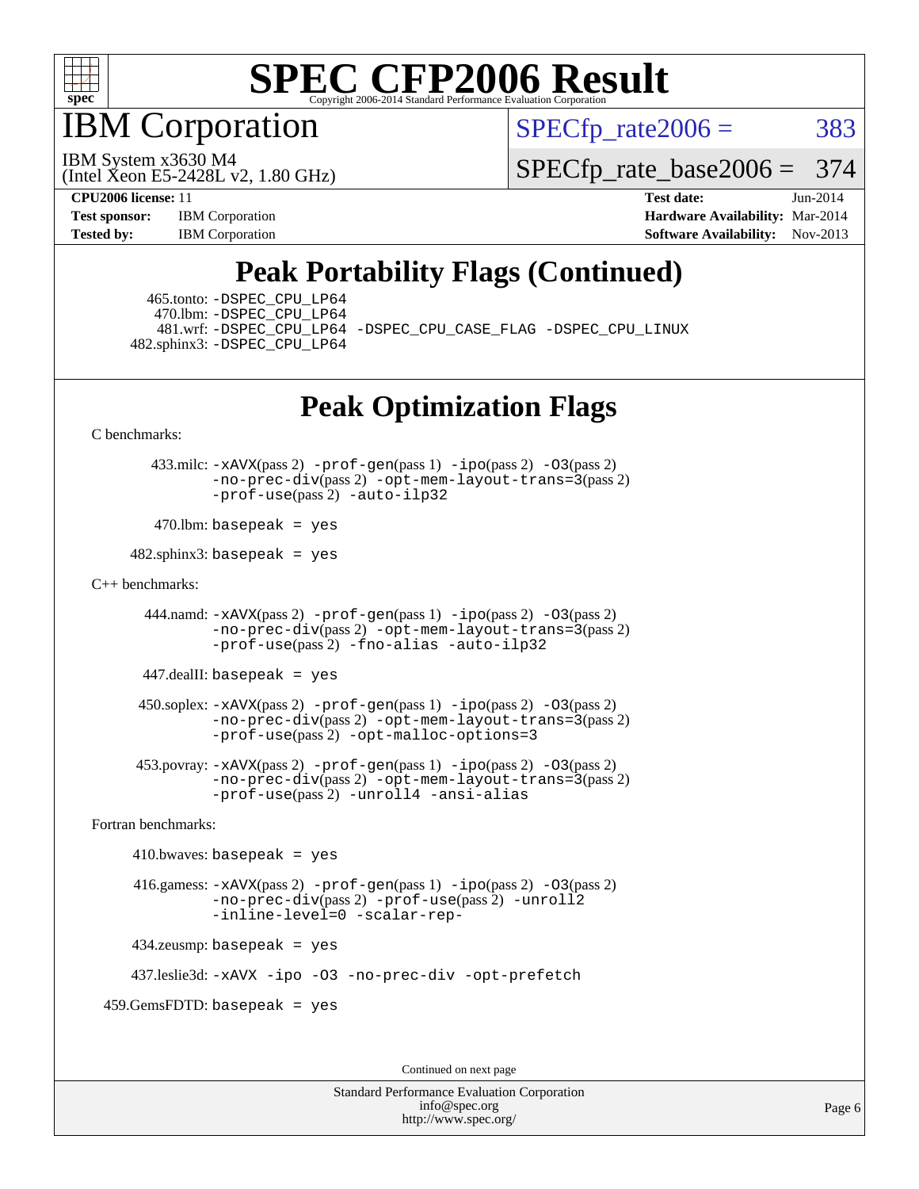# SPEC CFP2006 Result

Copyright 2006-2014 Standard Performance Evaluation Corporation

## IBM Corporation

IBM System x3630 M4
(Intel Xeon E5-2428L v2, 1.80 GHz)

SPECfp_rate2006 = 383

SPECfp_rate_base2006 = 374

**CPU2006 license:** 11
**Test sponsor:** IBM Corporation
**Tested by:** IBM Corporation

**Test date:** Jun-2014
**Hardware Availability:** Mar-2014
**Software Availability:** Nov-2013

## Peak Portability Flags (Continued)

465.tonto: -DSPEC_CPU_LP64
470.lbm: -DSPEC_CPU_LP64
481.wrf: -DSPEC_CPU_LP64 -DSPEC_CPU_CASE_FLAG -DSPEC_CPU_LINUX
482.sphinx3: -DSPEC_CPU_LP64

## Peak Optimization Flags

C benchmarks:

433.milc: -xAVX(pass 2) -prof-gen(pass 1) -ipo(pass 2) -O3(pass 2) -no-prec-div(pass 2) -opt-mem-layout-trans=3(pass 2) -prof-use(pass 2) -auto-ilp32

470.lbm: basepeak = yes

482.sphinx3: basepeak = yes

C++ benchmarks:

444.namd: -xAVX(pass 2) -prof-gen(pass 1) -ipo(pass 2) -O3(pass 2) -no-prec-div(pass 2) -opt-mem-layout-trans=3(pass 2) -prof-use(pass 2) -fno-alias -auto-ilp32

447.dealII: basepeak = yes

450.soplex: -xAVX(pass 2) -prof-gen(pass 1) -ipo(pass 2) -O3(pass 2) -no-prec-div(pass 2) -opt-mem-layout-trans=3(pass 2) -prof-use(pass 2) -opt-malloc-options=3

453.povray: -xAVX(pass 2) -prof-gen(pass 1) -ipo(pass 2) -O3(pass 2) -no-prec-div(pass 2) -opt-mem-layout-trans=3(pass 2) -prof-use(pass 2) -unroll4 -ansi-alias

Fortran benchmarks:

410.bwaves: basepeak = yes

416.gamess: -xAVX(pass 2) -prof-gen(pass 1) -ipo(pass 2) -O3(pass 2) -no-prec-div(pass 2) -prof-use(pass 2) -unroll2 -inline-level=0 -scalar-rep-

434.zeusmp: basepeak = yes

437.leslie3d: -xAVX -ipo -O3 -no-prec-div -opt-prefetch

459.GemsFDTD: basepeak = yes

Continued on next page

Standard Performance Evaluation Corporation
info@spec.org
http://www.spec.org/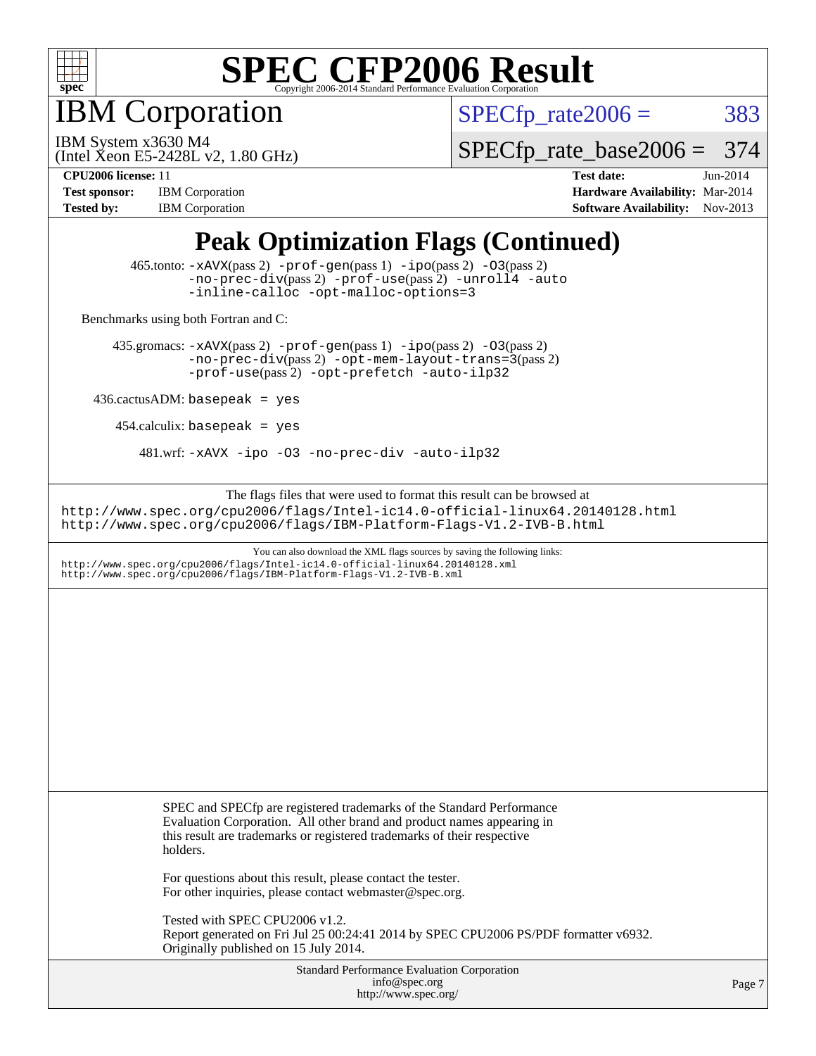# SPEC CFP2006 Result

Copyright 2006-2014 Standard Performance Evaluation Corporation

# IBM Corporation

IBM System x3630 M4
(Intel Xeon E5-2428L v2, 1.80 GHz)

SPECfp_rate2006 = 383

SPECfp_rate_base2006 = 374

| | | | |
|---|---|---|---|
| **CPU2006 license:** 11 | | **Test date:** | Jun-2014 |
| **Test sponsor:** | IBM Corporation | **Hardware Availability:** | Mar-2014 |
| **Tested by:** | IBM Corporation | **Software Availability:** | Nov-2013 |

## Peak Optimization Flags (Continued)

465.tonto: `-xAVX`(pass 2) `-prof-gen`(pass 1) `-ipo`(pass 2) `-O3`(pass 2) `-no-prec-div`(pass 2) `-prof-use`(pass 2) `-unroll4` `-auto` `-inline-calloc` `-opt-malloc-options=3`

Benchmarks using both Fortran and C:

435.gromacs: `-xAVX`(pass 2) `-prof-gen`(pass 1) `-ipo`(pass 2) `-O3`(pass 2) `-no-prec-div`(pass 2) `-opt-mem-layout-trans=3`(pass 2) `-prof-use`(pass 2) `-opt-prefetch` `-auto-ilp32`

436.cactusADM: `basepeak = yes`

454.calculix: `basepeak = yes`

481.wrf: `-xAVX -ipo -O3 -no-prec-div -auto-ilp32`

The flags files that were used to format this result can be browsed at
http://www.spec.org/cpu2006/flags/Intel-ic14.0-official-linux64.20140128.html
http://www.spec.org/cpu2006/flags/IBM-Platform-Flags-V1.2-IVB-B.html

You can also download the XML flags sources by saving the following links:
http://www.spec.org/cpu2006/flags/Intel-ic14.0-official-linux64.20140128.xml
http://www.spec.org/cpu2006/flags/IBM-Platform-Flags-V1.2-IVB-B.xml

SPEC and SPECfp are registered trademarks of the Standard Performance Evaluation Corporation. All other brand and product names appearing in this result are trademarks or registered trademarks of their respective holders.

For questions about this result, please contact the tester.
For other inquiries, please contact webmaster@spec.org.

Tested with SPEC CPU2006 v1.2.
Report generated on Fri Jul 25 00:24:41 2014 by SPEC CPU2006 PS/PDF formatter v6932.
Originally published on 15 July 2014.

Standard Performance Evaluation Corporation
info@spec.org
http://www.spec.org/